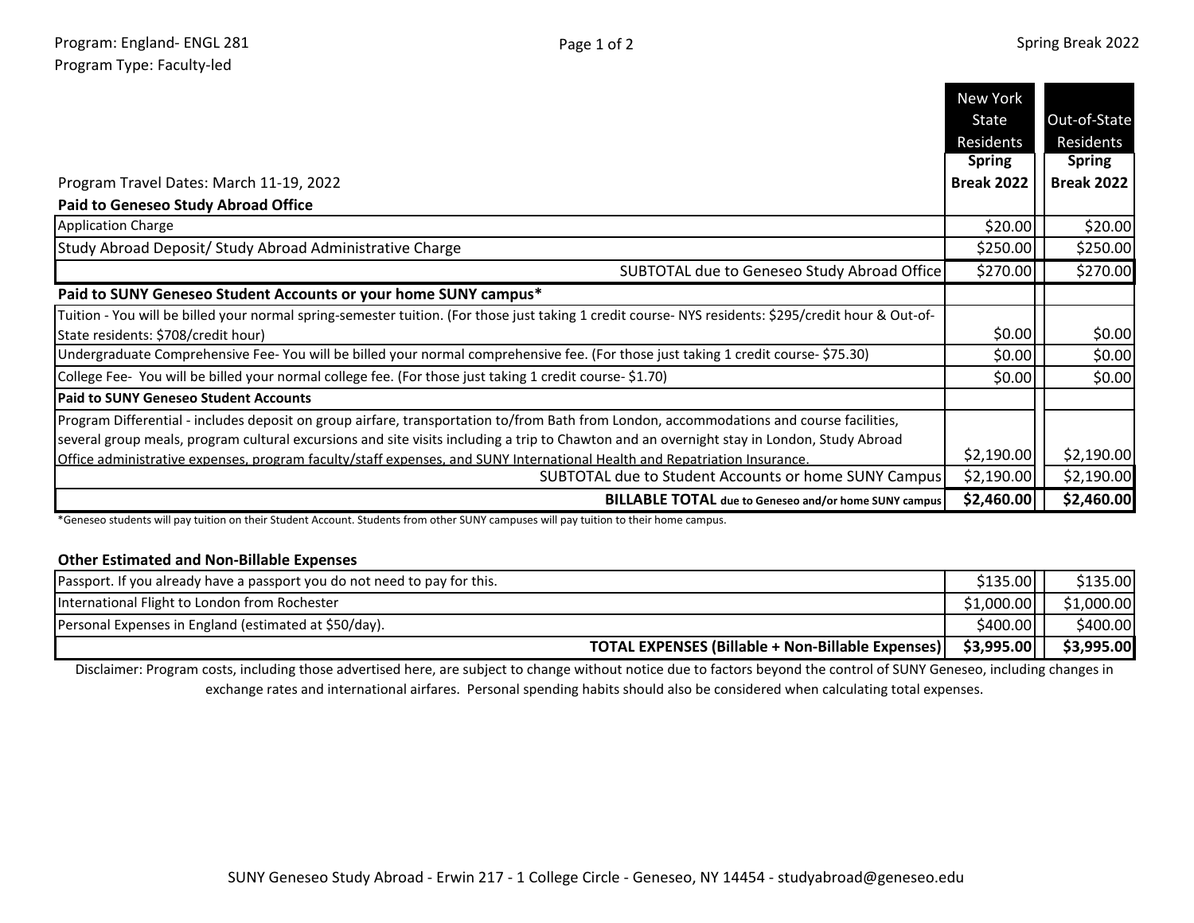Program: England- ENGL 281
Program Type: Faculty-led

Spring Break 2022

Program Travel Dates: March 11-19, 2022

| | New York State Residents Spring Break 2022 | Out-of-State Residents Spring Break 2022 |
|---|---|---|
| **Paid to Geneseo Study Abroad Office** | | |
| Application Charge | $20.00 | $20.00 |
| Study Abroad Deposit/ Study Abroad Administrative Charge | $250.00 | $250.00 |
| SUBTOTAL due to Geneseo Study Abroad Office | $270.00 | $270.00 |
| **Paid to SUNY Geneseo Student Accounts or your home SUNY campus*** | | |
| Tuition - You will be billed your normal spring-semester tuition. (For those just taking 1 credit course- NYS residents: $295/credit hour & Out-of-State residents: $708/credit hour) | $0.00 | $0.00 |
| Undergraduate Comprehensive Fee- You will be billed your normal comprehensive fee. (For those just taking 1 credit course- $75.30) | $0.00 | $0.00 |
| College Fee- You will be billed your normal college fee. (For those just taking 1 credit course- $1.70) | $0.00 | $0.00 |
| **Paid to SUNY Geneseo Student Accounts** | | |
| Program Differential - includes deposit on group airfare, transportation to/from Bath from London, accommodations and course facilities, several group meals, program cultural excursions and site visits including a trip to Chawton and an overnight stay in London, Study Abroad Office administrative expenses, program faculty/staff expenses, and SUNY International Health and Repatriation Insurance. | $2,190.00 | $2,190.00 |
| SUBTOTAL due to Student Accounts or home SUNY Campus | $2,190.00 | $2,190.00 |
| **BILLABLE TOTAL due to Geneseo and/or home SUNY campus** | **$2,460.00** | **$2,460.00** |

*Geneseo students will pay tuition on their Student Account. Students from other SUNY campuses will pay tuition to their home campus.

**Other Estimated and Non-Billable Expenses**

| | New York State Residents | Out-of-State Residents |
|---|---|---|
| Passport. If you already have a passport you do not need to pay for this. | $135.00 | $135.00 |
| International Flight to London from Rochester | $1,000.00 | $1,000.00 |
| Personal Expenses in England (estimated at $50/day). | $400.00 | $400.00 |
| **TOTAL EXPENSES (Billable + Non-Billable Expenses)** | **$3,995.00** | **$3,995.00** |

Disclaimer: Program costs, including those advertised here, are subject to change without notice due to factors beyond the control of SUNY Geneseo, including changes in exchange rates and international airfares. Personal spending habits should also be considered when calculating total expenses.

SUNY Geneseo Study Abroad - Erwin 217 - 1 College Circle - Geneseo, NY 14454 - studyabroad@geneseo.edu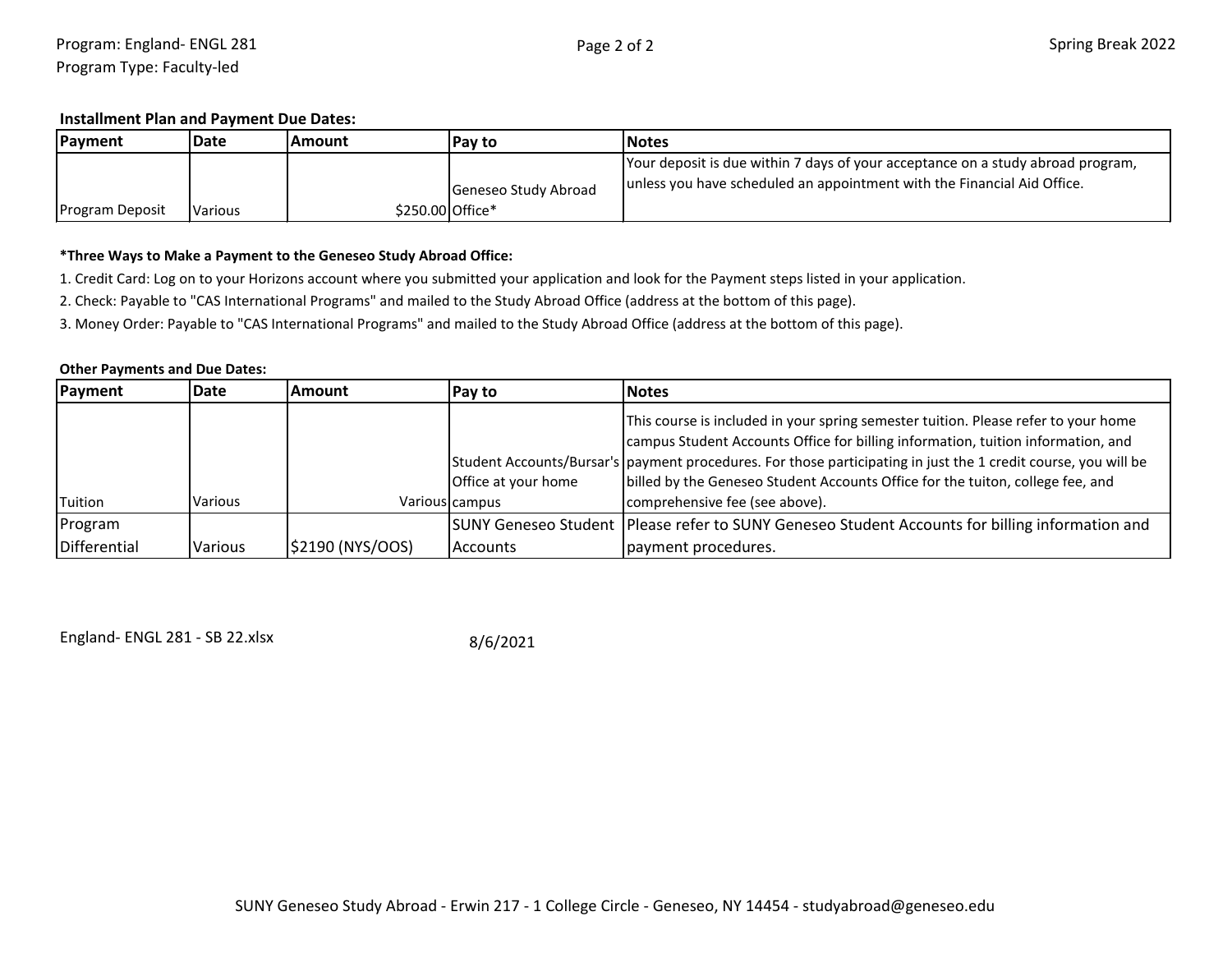**Installment Plan and Payment Due Dates:**

| Payment | Date | Amount | Pay to | Notes |
|---|---|---|---|---|
| Program Deposit | Various | $250.00 | Geneseo Study Abroad Office* | Your deposit is due within 7 days of your acceptance on a study abroad program, unless you have scheduled an appointment with the Financial Aid Office. |

**\*Three Ways to Make a Payment to the Geneseo Study Abroad Office:**

1. Credit Card: Log on to your Horizons account where you submitted your application and look for the Payment steps listed in your application.
2. Check: Payable to "CAS International Programs" and mailed to the Study Abroad Office (address at the bottom of this page).
3. Money Order: Payable to "CAS International Programs" and mailed to the Study Abroad Office (address at the bottom of this page).

**Other Payments and Due Dates:**

| Payment | Date | Amount | Pay to | Notes |
|---|---|---|---|---|
| Tuition | Various | Various | Student Accounts/Bursar's Office at your home campus | This course is included in your spring semester tuition. Please refer to your home campus Student Accounts Office for billing information, tuition information, and payment procedures. For those participating in just the 1 credit course, you will be billed by the Geneseo Student Accounts Office for the tuiton, college fee, and comprehensive fee (see above). |
| Program Differential | Various | $2190 (NYS/OOS) | SUNY Geneseo Student Accounts | Please refer to SUNY Geneseo Student Accounts for billing information and payment procedures. |

England- ENGL 281 - SB 22.xlsx 8/6/2021

SUNY Geneseo Study Abroad - Erwin 217 - 1 College Circle - Geneseo, NY 14454 - studyabroad@geneseo.edu